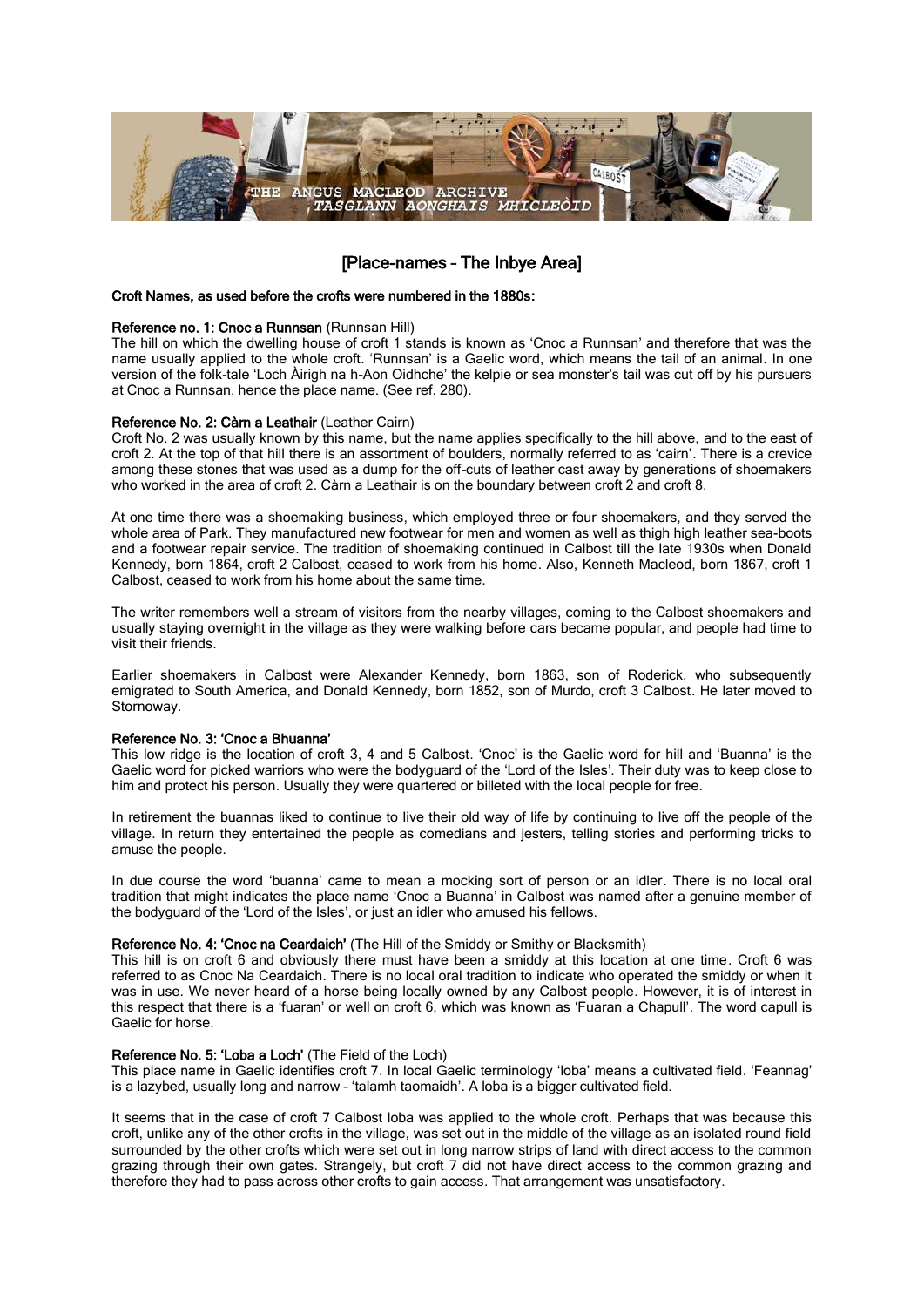THE ANGUS MACLEOD ARCHIVE
TASGLANN AONGHAIS MHICLEÒID

# [Place-names – The Inbye Area]

**Croft Names, as used before the crofts were numbered in the 1880s:**

**Reference no. 1: Cnoc a Runnsan** (Runnsan Hill)
The hill on which the dwelling house of croft 1 stands is known as 'Cnoc a Runnsan' and therefore that was the name usually applied to the whole croft. 'Runnsan' is a Gaelic word, which means the tail of an animal. In one version of the folk-tale 'Loch Àirigh na h-Aon Oidhche' the kelpie or sea monster's tail was cut off by his pursuers at Cnoc a Runnsan, hence the place name. (See ref. 280).

**Reference No. 2: Càrn a Leathair** (Leather Cairn)
Croft No. 2 was usually known by this name, but the name applies specifically to the hill above, and to the east of croft 2. At the top of that hill there is an assortment of boulders, normally referred to as 'cairn'. There is a crevice among these stones that was used as a dump for the off-cuts of leather cast away by generations of shoemakers who worked in the area of croft 2. Càrn a Leathair is on the boundary between croft 2 and croft 8.

At one time there was a shoemaking business, which employed three or four shoemakers, and they served the whole area of Park. They manufactured new footwear for men and women as well as thigh high leather sea-boots and a footwear repair service. The tradition of shoemaking continued in Calbost till the late 1930s when Donald Kennedy, born 1864, croft 2 Calbost, ceased to work from his home. Also, Kenneth Macleod, born 1867, croft 1 Calbost, ceased to work from his home about the same time.

The writer remembers well a stream of visitors from the nearby villages, coming to the Calbost shoemakers and usually staying overnight in the village as they were walking before cars became popular, and people had time to visit their friends.

Earlier shoemakers in Calbost were Alexander Kennedy, born 1863, son of Roderick, who subsequently emigrated to South America, and Donald Kennedy, born 1852, son of Murdo, croft 3 Calbost. He later moved to Stornoway.

**Reference No. 3: 'Cnoc a Bhuanna'**
This low ridge is the location of croft 3, 4 and 5 Calbost. 'Cnoc' is the Gaelic word for hill and 'Buanna' is the Gaelic word for picked warriors who were the bodyguard of the 'Lord of the Isles'. Their duty was to keep close to him and protect his person. Usually they were quartered or billeted with the local people for free.

In retirement the buannas liked to continue to live their old way of life by continuing to live off the people of the village. In return they entertained the people as comedians and jesters, telling stories and performing tricks to amuse the people.

In due course the word 'buanna' came to mean a mocking sort of person or an idler. There is no local oral tradition that might indicates the place name 'Cnoc a Buanna' in Calbost was named after a genuine member of the bodyguard of the 'Lord of the Isles', or just an idler who amused his fellows.

**Reference No. 4: 'Cnoc na Ceardaich'** (The Hill of the Smiddy or Smithy or Blacksmith)
This hill is on croft 6 and obviously there must have been a smiddy at this location at one time. Croft 6 was referred to as Cnoc Na Ceardaich. There is no local oral tradition to indicate who operated the smiddy or when it was in use. We never heard of a horse being locally owned by any Calbost people. However, it is of interest in this respect that there is a 'fuaran' or well on croft 6, which was known as 'Fuaran a Chapull'. The word capull is Gaelic for horse.

**Reference No. 5: 'Loba a Loch'** (The Field of the Loch)
This place name in Gaelic identifies croft 7. In local Gaelic terminology 'loba' means a cultivated field. 'Feannag' is a lazybed, usually long and narrow – 'talamh taomaidh'. A loba is a bigger cultivated field.

It seems that in the case of croft 7 Calbost loba was applied to the whole croft. Perhaps that was because this croft, unlike any of the other crofts in the village, was set out in the middle of the village as an isolated round field surrounded by the other crofts which were set out in long narrow strips of land with direct access to the common grazing through their own gates. Strangely, but croft 7 did not have direct access to the common grazing and therefore they had to pass across other crofts to gain access. That arrangement was unsatisfactory.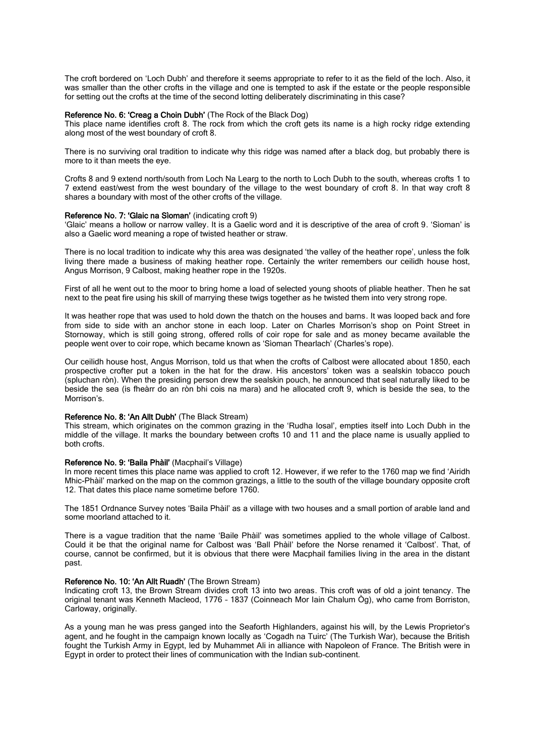The croft bordered on 'Loch Dubh' and therefore it seems appropriate to refer to it as the field of the loch. Also, it was smaller than the other crofts in the village and one is tempted to ask if the estate or the people responsible for setting out the crofts at the time of the second lotting deliberately discriminating in this case?

**Reference No. 6: 'Creag a Choin Dubh'** (The Rock of the Black Dog)
This place name identifies croft 8. The rock from which the croft gets its name is a high rocky ridge extending along most of the west boundary of croft 8.

There is no surviving oral tradition to indicate why this ridge was named after a black dog, but probably there is more to it than meets the eye.

Crofts 8 and 9 extend north/south from Loch Na Learg to the north to Loch Dubh to the south, whereas crofts 1 to 7 extend east/west from the west boundary of the village to the west boundary of croft 8. In that way croft 8 shares a boundary with most of the other crofts of the village.

**Reference No. 7: 'Glaic na Sìoman'** (indicating croft 9)
'Glaic' means a hollow or narrow valley. It is a Gaelic word and it is descriptive of the area of croft 9. 'Sìoman' is also a Gaelic word meaning a rope of twisted heather or straw.

There is no local tradition to indicate why this area was designated 'the valley of the heather rope', unless the folk living there made a business of making heather rope. Certainly the writer remembers our ceilidh house host, Angus Morrison, 9 Calbost, making heather rope in the 1920s.

First of all he went out to the moor to bring home a load of selected young shoots of pliable heather. Then he sat next to the peat fire using his skill of marrying these twigs together as he twisted them into very strong rope.

It was heather rope that was used to hold down the thatch on the houses and barns. It was looped back and fore from side to side with an anchor stone in each loop. Later on Charles Morrison's shop on Point Street in Stornoway, which is still going strong, offered rolls of coir rope for sale and as money became available the people went over to coir rope, which became known as 'Sìoman Thearlach' (Charles's rope).

Our ceilidh house host, Angus Morrison, told us that when the crofts of Calbost were allocated about 1850, each prospective crofter put a token in the hat for the draw. His ancestors' token was a sealskin tobacco pouch (spluchan ròn). When the presiding person drew the sealskin pouch, he announced that seal naturally liked to be beside the sea (is fheàrr do an ròn bhi cois na mara) and he allocated croft 9, which is beside the sea, to the Morrison's.

**Reference No. 8: 'An Allt Dubh'** (The Black Stream)
This stream, which originates on the common grazing in the 'Rudha Iosal', empties itself into Loch Dubh in the middle of the village. It marks the boundary between crofts 10 and 11 and the place name is usually applied to both crofts.

**Reference No. 9: 'Baila Phàil'** (Macphail's Village)
In more recent times this place name was applied to croft 12. However, if we refer to the 1760 map we find 'Airidh Mhic-Phàil' marked on the map on the common grazings, a little to the south of the village boundary opposite croft 12. That dates this place name sometime before 1760.

The 1851 Ordnance Survey notes 'Baila Phàil' as a village with two houses and a small portion of arable land and some moorland attached to it.

There is a vague tradition that the name 'Baile Phàil' was sometimes applied to the whole village of Calbost. Could it be that the original name for Calbost was 'Ball Phàil' before the Norse renamed it 'Calbost'. That, of course, cannot be confirmed, but it is obvious that there were Macphail families living in the area in the distant past.

**Reference No. 10: 'An Allt Ruadh'** (The Brown Stream)
Indicating croft 13, the Brown Stream divides croft 13 into two areas. This croft was of old a joint tenancy. The original tenant was Kenneth Macleod, 1776 – 1837 (Coinneach Mor Iain Chalum Òg), who came from Borriston, Carloway, originally.

As a young man he was press ganged into the Seaforth Highlanders, against his will, by the Lewis Proprietor's agent, and he fought in the campaign known locally as 'Cogadh na Tuirc' (The Turkish War), because the British fought the Turkish Army in Egypt, led by Muhammet Ali in alliance with Napoleon of France. The British were in Egypt in order to protect their lines of communication with the Indian sub-continent.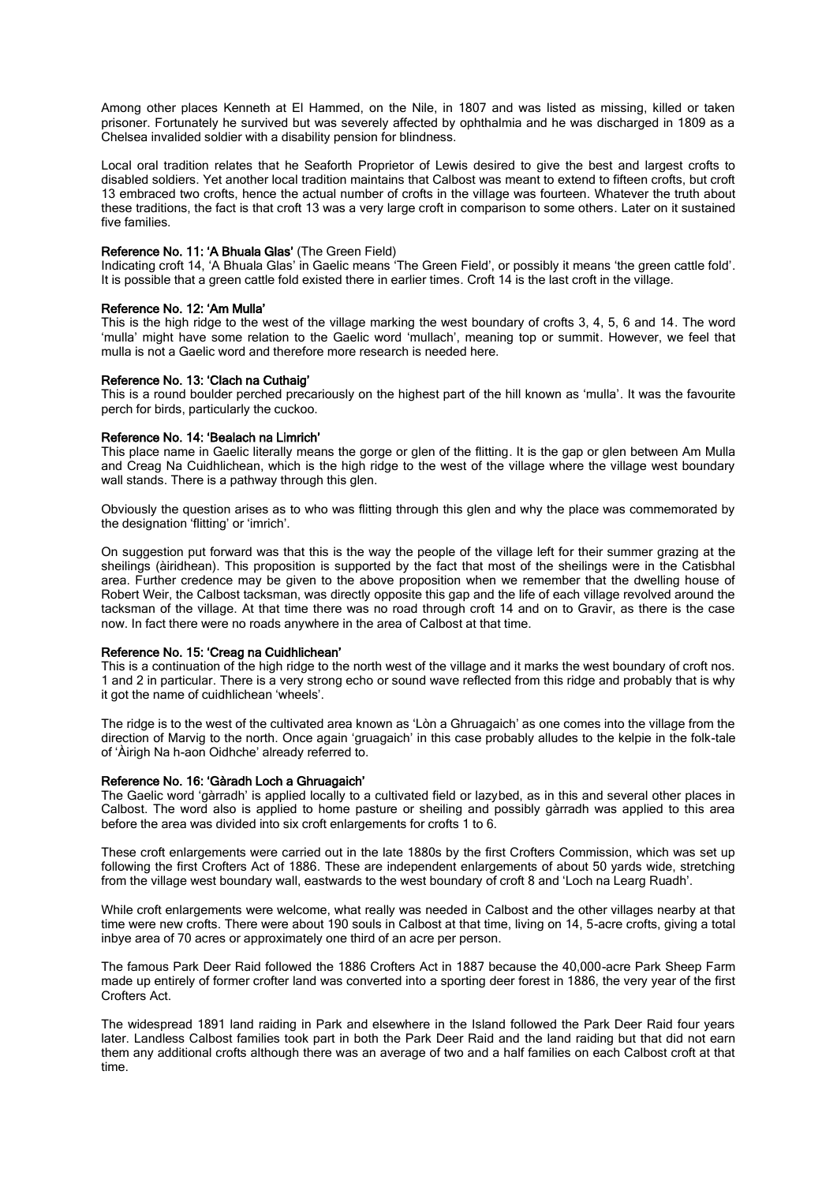Among other places Kenneth at El Hammed, on the Nile, in 1807 and was listed as missing, killed or taken prisoner. Fortunately he survived but was severely affected by ophthalmia and he was discharged in 1809 as a Chelsea invalided soldier with a disability pension for blindness.

Local oral tradition relates that he Seaforth Proprietor of Lewis desired to give the best and largest crofts to disabled soldiers. Yet another local tradition maintains that Calbost was meant to extend to fifteen crofts, but croft 13 embraced two crofts, hence the actual number of crofts in the village was fourteen. Whatever the truth about these traditions, the fact is that croft 13 was a very large croft in comparison to some others. Later on it sustained five families.

**Reference No. 11: 'A Bhuala Glas'** (The Green Field)
Indicating croft 14, 'A Bhuala Glas' in Gaelic means 'The Green Field', or possibly it means 'the green cattle fold'. It is possible that a green cattle fold existed there in earlier times. Croft 14 is the last croft in the village.

**Reference No. 12: 'Am Mulla'**
This is the high ridge to the west of the village marking the west boundary of crofts 3, 4, 5, 6 and 14. The word 'mulla' might have some relation to the Gaelic word 'mullach', meaning top or summit. However, we feel that mulla is not a Gaelic word and therefore more research is needed here.

**Reference No. 13: 'Clach na Cuthaig'**
This is a round boulder perched precariously on the highest part of the hill known as 'mulla'. It was the favourite perch for birds, particularly the cuckoo.

**Reference No. 14: 'Bealach na Limrich'**
This place name in Gaelic literally means the gorge or glen of the flitting. It is the gap or glen between Am Mulla and Creag Na Cuidhlichean, which is the high ridge to the west of the village where the village west boundary wall stands. There is a pathway through this glen.

Obviously the question arises as to who was flitting through this glen and why the place was commemorated by the designation 'flitting' or 'imrich'.

On suggestion put forward was that this is the way the people of the village left for their summer grazing at the sheilings (àiridhean). This proposition is supported by the fact that most of the sheilings were in the Catisbhal area. Further credence may be given to the above proposition when we remember that the dwelling house of Robert Weir, the Calbost tacksman, was directly opposite this gap and the life of each village revolved around the tacksman of the village. At that time there was no road through croft 14 and on to Gravir, as there is the case now. In fact there were no roads anywhere in the area of Calbost at that time.

**Reference No. 15: 'Creag na Cuidhlichean'**
This is a continuation of the high ridge to the north west of the village and it marks the west boundary of croft nos. 1 and 2 in particular. There is a very strong echo or sound wave reflected from this ridge and probably that is why it got the name of cuidhlichean 'wheels'.

The ridge is to the west of the cultivated area known as 'Lòn a Ghruagaich' as one comes into the village from the direction of Marvig to the north. Once again 'gruagaich' in this case probably alludes to the kelpie in the folk-tale of 'Àirigh Na h-aon Oidhche' already referred to.

**Reference No. 16: 'Gàradh Loch a Ghruagaich'**
The Gaelic word 'gàrradh' is applied locally to a cultivated field or lazybed, as in this and several other places in Calbost. The word also is applied to home pasture or sheiling and possibly gàrradh was applied to this area before the area was divided into six croft enlargements for crofts 1 to 6.

These croft enlargements were carried out in the late 1880s by the first Crofters Commission, which was set up following the first Crofters Act of 1886. These are independent enlargements of about 50 yards wide, stretching from the village west boundary wall, eastwards to the west boundary of croft 8 and 'Loch na Learg Ruadh'.

While croft enlargements were welcome, what really was needed in Calbost and the other villages nearby at that time were new crofts. There were about 190 souls in Calbost at that time, living on 14, 5-acre crofts, giving a total inbye area of 70 acres or approximately one third of an acre per person.

The famous Park Deer Raid followed the 1886 Crofters Act in 1887 because the 40,000-acre Park Sheep Farm made up entirely of former crofter land was converted into a sporting deer forest in 1886, the very year of the first Crofters Act.

The widespread 1891 land raiding in Park and elsewhere in the Island followed the Park Deer Raid four years later. Landless Calbost families took part in both the Park Deer Raid and the land raiding but that did not earn them any additional crofts although there was an average of two and a half families on each Calbost croft at that time.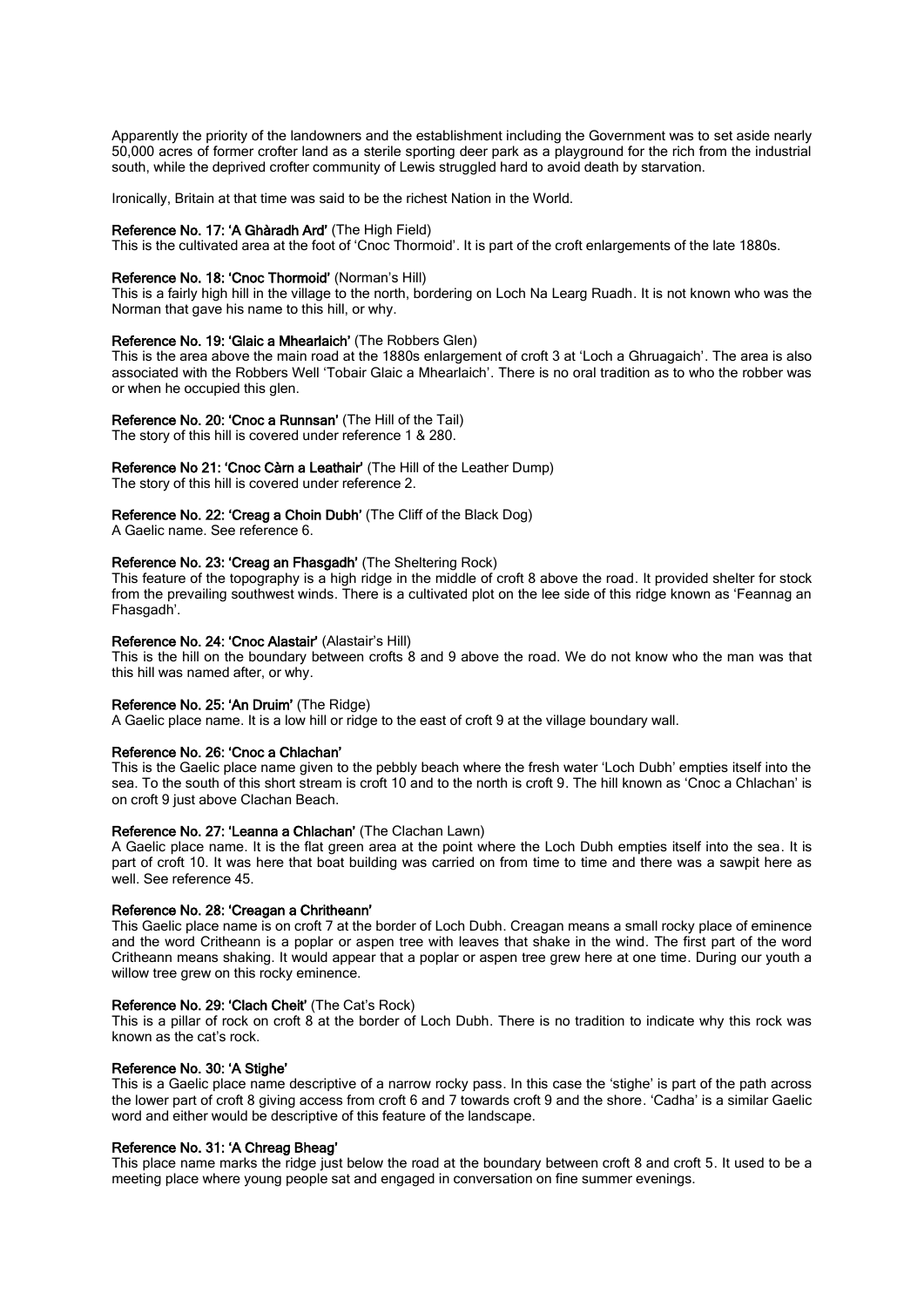Apparently the priority of the landowners and the establishment including the Government was to set aside nearly 50,000 acres of former crofter land as a sterile sporting deer park as a playground for the rich from the industrial south, while the deprived crofter community of Lewis struggled hard to avoid death by starvation.

Ironically, Britain at that time was said to be the richest Nation in the World.

**Reference No. 17: 'A Ghàradh Ard'** (The High Field)
This is the cultivated area at the foot of 'Cnoc Thormoid'. It is part of the croft enlargements of the late 1880s.

**Reference No. 18: 'Cnoc Thormoid'** (Norman's Hill)
This is a fairly high hill in the village to the north, bordering on Loch Na Learg Ruadh. It is not known who was the Norman that gave his name to this hill, or why.

**Reference No. 19: 'Glaic a Mhearlaich'** (The Robbers Glen)
This is the area above the main road at the 1880s enlargement of croft 3 at 'Loch a Ghruagaich'. The area is also associated with the Robbers Well 'Tobair Glaic a Mhearlaich'. There is no oral tradition as to who the robber was or when he occupied this glen.

**Reference No. 20: 'Cnoc a Runnsan'** (The Hill of the Tail)
The story of this hill is covered under reference 1 & 280.

**Reference No 21: 'Cnoc Càrn a Leathair'** (The Hill of the Leather Dump)
The story of this hill is covered under reference 2.

**Reference No. 22: 'Creag a Choin Dubh'** (The Cliff of the Black Dog)
A Gaelic name. See reference 6.

**Reference No. 23: 'Creag an Fhasgadh'** (The Sheltering Rock)
This feature of the topography is a high ridge in the middle of croft 8 above the road. It provided shelter for stock from the prevailing southwest winds. There is a cultivated plot on the lee side of this ridge known as 'Feannag an Fhasgadh'.

**Reference No. 24: 'Cnoc Alastair'** (Alastair's Hill)
This is the hill on the boundary between crofts 8 and 9 above the road. We do not know who the man was that this hill was named after, or why.

**Reference No. 25: 'An Druim'** (The Ridge)
A Gaelic place name. It is a low hill or ridge to the east of croft 9 at the village boundary wall.

**Reference No. 26: 'Cnoc a Chlachan'**
This is the Gaelic place name given to the pebbly beach where the fresh water 'Loch Dubh' empties itself into the sea. To the south of this short stream is croft 10 and to the north is croft 9. The hill known as 'Cnoc a Chlachan' is on croft 9 just above Clachan Beach.

**Reference No. 27: 'Leanna a Chlachan'** (The Clachan Lawn)
A Gaelic place name. It is the flat green area at the point where the Loch Dubh empties itself into the sea. It is part of croft 10. It was here that boat building was carried on from time to time and there was a sawpit here as well. See reference 45.

**Reference No. 28: 'Creagan a Chritheann'**
This Gaelic place name is on croft 7 at the border of Loch Dubh. Creagan means a small rocky place of eminence and the word Critheann is a poplar or aspen tree with leaves that shake in the wind. The first part of the word Critheann means shaking. It would appear that a poplar or aspen tree grew here at one time. During our youth a willow tree grew on this rocky eminence.

**Reference No. 29: 'Clach Cheit'** (The Cat's Rock)
This is a pillar of rock on croft 8 at the border of Loch Dubh. There is no tradition to indicate why this rock was known as the cat's rock.

**Reference No. 30: 'A Stighe'**
This is a Gaelic place name descriptive of a narrow rocky pass. In this case the 'stighe' is part of the path across the lower part of croft 8 giving access from croft 6 and 7 towards croft 9 and the shore. 'Cadha' is a similar Gaelic word and either would be descriptive of this feature of the landscape.

**Reference No. 31: 'A Chreag Bheag'**
This place name marks the ridge just below the road at the boundary between croft 8 and croft 5. It used to be a meeting place where young people sat and engaged in conversation on fine summer evenings.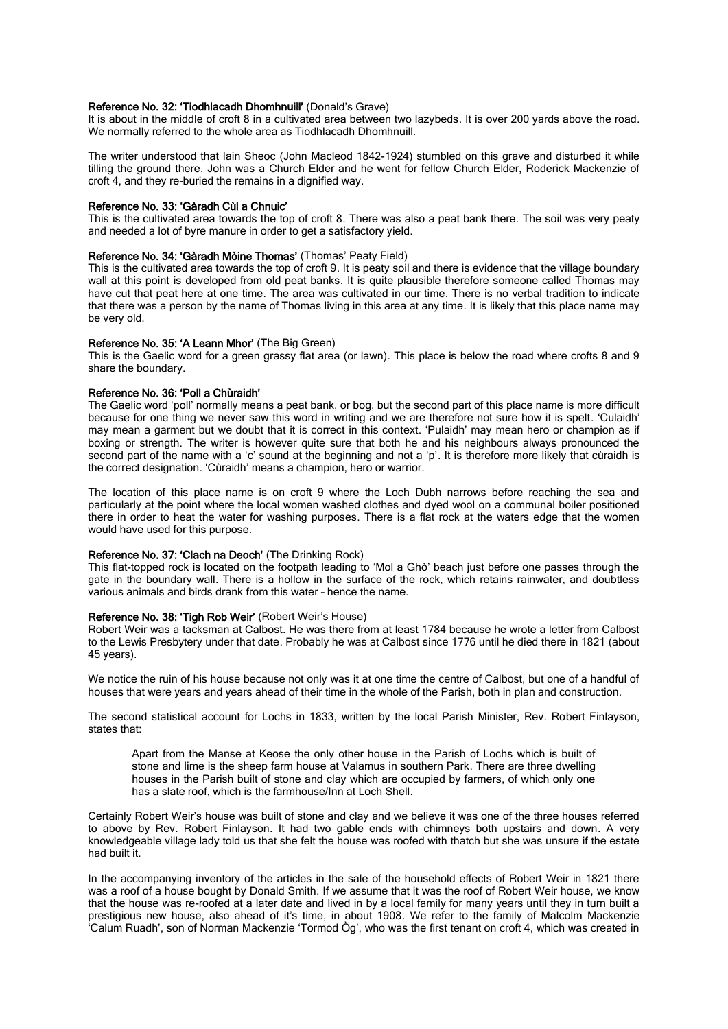**Reference No. 32: 'Tiodhlacadh Dhomhnuill'** (Donald's Grave)
It is about in the middle of croft 8 in a cultivated area between two lazybeds. It is over 200 yards above the road. We normally referred to the whole area as Tiodhlacadh Dhomhnuill.

The writer understood that Iain Sheoc (John Macleod 1842-1924) stumbled on this grave and disturbed it while tilling the ground there. John was a Church Elder and he went for fellow Church Elder, Roderick Mackenzie of croft 4, and they re-buried the remains in a dignified way.

**Reference No. 33: 'Gàradh Cùl a Chnuic'**
This is the cultivated area towards the top of croft 8. There was also a peat bank there. The soil was very peaty and needed a lot of byre manure in order to get a satisfactory yield.

**Reference No. 34: 'Gàradh Mòine Thomas'** (Thomas' Peaty Field)
This is the cultivated area towards the top of croft 9. It is peaty soil and there is evidence that the village boundary wall at this point is developed from old peat banks. It is quite plausible therefore someone called Thomas may have cut that peat here at one time. The area was cultivated in our time. There is no verbal tradition to indicate that there was a person by the name of Thomas living in this area at any time. It is likely that this place name may be very old.

**Reference No. 35: 'A Leann Mhor'** (The Big Green)
This is the Gaelic word for a green grassy flat area (or lawn). This place is below the road where crofts 8 and 9 share the boundary.

**Reference No. 36: 'Poll a Chùraidh'**
The Gaelic word 'poll' normally means a peat bank, or bog, but the second part of this place name is more difficult because for one thing we never saw this word in writing and we are therefore not sure how it is spelt. 'Culaidh' may mean a garment but we doubt that it is correct in this context. 'Pulaidh' may mean hero or champion as if boxing or strength. The writer is however quite sure that both he and his neighbours always pronounced the second part of the name with a 'c' sound at the beginning and not a 'p'. It is therefore more likely that cùraidh is the correct designation. 'Cùraidh' means a champion, hero or warrior.

The location of this place name is on croft 9 where the Loch Dubh narrows before reaching the sea and particularly at the point where the local women washed clothes and dyed wool on a communal boiler positioned there in order to heat the water for washing purposes. There is a flat rock at the waters edge that the women would have used for this purpose.

**Reference No. 37: 'Clach na Deoch'** (The Drinking Rock)
This flat-topped rock is located on the footpath leading to 'Mol a Ghò' beach just before one passes through the gate in the boundary wall. There is a hollow in the surface of the rock, which retains rainwater, and doubtless various animals and birds drank from this water – hence the name.

**Reference No. 38: 'Tigh Rob Weir'** (Robert Weir's House)
Robert Weir was a tacksman at Calbost. He was there from at least 1784 because he wrote a letter from Calbost to the Lewis Presbytery under that date. Probably he was at Calbost since 1776 until he died there in 1821 (about 45 years).

We notice the ruin of his house because not only was it at one time the centre of Calbost, but one of a handful of houses that were years and years ahead of their time in the whole of the Parish, both in plan and construction.

The second statistical account for Lochs in 1833, written by the local Parish Minister, Rev. Robert Finlayson, states that:

> Apart from the Manse at Keose the only other house in the Parish of Lochs which is built of stone and lime is the sheep farm house at Valamus in southern Park. There are three dwelling houses in the Parish built of stone and clay which are occupied by farmers, of which only one has a slate roof, which is the farmhouse/Inn at Loch Shell.

Certainly Robert Weir's house was built of stone and clay and we believe it was one of the three houses referred to above by Rev. Robert Finlayson. It had two gable ends with chimneys both upstairs and down. A very knowledgeable village lady told us that she felt the house was roofed with thatch but she was unsure if the estate had built it.

In the accompanying inventory of the articles in the sale of the household effects of Robert Weir in 1821 there was a roof of a house bought by Donald Smith. If we assume that it was the roof of Robert Weir house, we know that the house was re-roofed at a later date and lived in by a local family for many years until they in turn built a prestigious new house, also ahead of it's time, in about 1908. We refer to the family of Malcolm Mackenzie 'Calum Ruadh', son of Norman Mackenzie 'Tormod Òg', who was the first tenant on croft 4, which was created in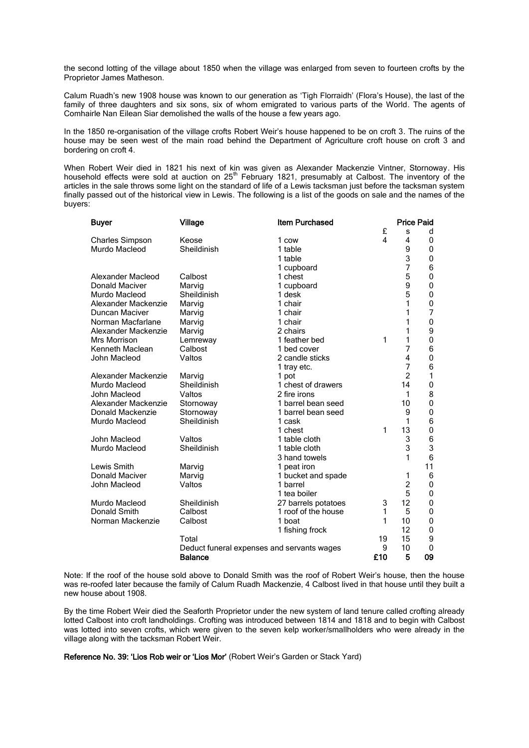the second lotting of the village about 1850 when the village was enlarged from seven to fourteen crofts by the Proprietor James Matheson.

Calum Ruadh's new 1908 house was known to our generation as 'Tigh Florraidh' (Flora's House), the last of the family of three daughters and six sons, six of whom emigrated to various parts of the World. The agents of Comhairle Nan Eilean Siar demolished the walls of the house a few years ago.

In the 1850 re-organisation of the village crofts Robert Weir's house happened to be on croft 3. The ruins of the house may be seen west of the main road behind the Department of Agriculture croft house on croft 3 and bordering on croft 4.

When Robert Weir died in 1821 his next of kin was given as Alexander Mackenzie Vintner, Stornoway. His household effects were sold at auction on 25th February 1821, presumably at Calbost. The inventory of the articles in the sale throws some light on the standard of life of a Lewis tacksman just before the tacksman system finally passed out of the historical view in Lewis. The following is a list of the goods on sale and the names of the buyers:

| Buyer | Village | Item Purchased | Price Paid £ | s | d |
|---|---|---|---|---|---|
| Charles Simpson | Keose | 1 cow | 4 | 4 | 0 |
| Murdo Macleod | Sheildinish | 1 table | | 9 | 0 |
| | | 1 table | | 3 | 0 |
| | | 1 cupboard | | 7 | 6 |
| Alexander Macleod | Calbost | 1 chest | | 5 | 0 |
| Donald Maciver | Marvig | 1 cupboard | | 9 | 0 |
| Murdo Macleod | Sheildinish | 1 desk | | 5 | 0 |
| Alexander Mackenzie | Marvig | 1 chair | | 1 | 0 |
| Duncan Maciver | Marvig | 1 chair | | 1 | 7 |
| Norman Macfarlane | Marvig | 1 chair | | 1 | 0 |
| Alexander Mackenzie | Marvig | 2 chairs | | 1 | 9 |
| Mrs Morrison | Lemreway | 1 feather bed | 1 | 1 | 0 |
| Kenneth Maclean | Calbost | 1 bed cover | | 7 | 6 |
| John Macleod | Valtos | 2 candle sticks | | 4 | 0 |
| | | 1 tray etc. | | 7 | 6 |
| Alexander Mackenzie | Marvig | 1 pot | | 2 | 1 |
| Murdo Macleod | Sheildinish | 1 chest of drawers | | 14 | 0 |
| John Macleod | Valtos | 2 fire irons | | 1 | 8 |
| Alexander Mackenzie | Stornoway | 1 barrel bean seed | | 10 | 0 |
| Donald Mackenzie | Stornoway | 1 barrel bean seed | | 9 | 0 |
| Murdo Macleod | Sheildinish | 1 cask | | 1 | 6 |
| | | 1 chest | 1 | 13 | 0 |
| John Macleod | Valtos | 1 table cloth | | 3 | 6 |
| Murdo Macleod | Sheildinish | 1 table cloth | | 3 | 3 |
| | | 3 hand towels | | 1 | 6 |
| Lewis Smith | Marvig | 1 peat iron | | | 11 |
| Donald Maciver | Marvig | 1 bucket and spade | | 1 | 6 |
| John Macleod | Valtos | 1 barrel | | 2 | 0 |
| | | 1 tea boiler | | 5 | 0 |
| Murdo Macleod | Sheildinish | 27 barrels potatoes | 3 | 12 | 0 |
| Donald Smith | Calbost | 1 roof of the house | 1 | 5 | 0 |
| Norman Mackenzie | Calbost | 1 boat | 1 | 10 | 0 |
| | | 1 fishing frock | | 12 | 0 |
| | Total | | 19 | 15 | 9 |
| | Deduct funeral expenses and servants wages | | 9 | 10 | 0 |
| | **Balance** | | **£10** | **5** | **09** |

Note: If the roof of the house sold above to Donald Smith was the roof of Robert Weir's house, then the house was re-roofed later because the family of Calum Ruadh Mackenzie, 4 Calbost lived in that house until they built a new house about 1908.

By the time Robert Weir died the Seaforth Proprietor under the new system of land tenure called crofting already lotted Calbost into croft landholdings. Crofting was introduced between 1814 and 1818 and to begin with Calbost was lotted into seven crofts, which were given to the seven kelp worker/smallholders who were already in the village along with the tacksman Robert Weir.

**Reference No. 39: 'Lios Rob weir or 'Lios Mor'** (Robert Weir's Garden or Stack Yard)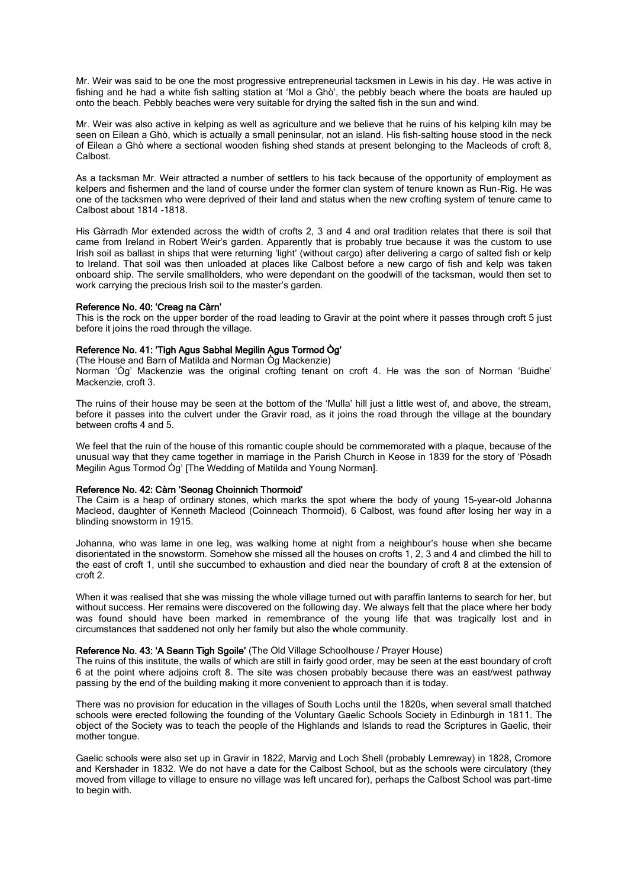Mr. Weir was said to be one the most progressive entrepreneurial tacksmen in Lewis in his day. He was active in fishing and he had a white fish salting station at 'Mol a Ghò', the pebbly beach where the boats are hauled up onto the beach. Pebbly beaches were very suitable for drying the salted fish in the sun and wind.

Mr. Weir was also active in kelping as well as agriculture and we believe that he ruins of his kelping kiln may be seen on Eilean a Ghò, which is actually a small peninsular, not an island. His fish-salting house stood in the neck of Eilean a Ghò where a sectional wooden fishing shed stands at present belonging to the Macleods of croft 8, Calbost.

As a tacksman Mr. Weir attracted a number of settlers to his tack because of the opportunity of employment as kelpers and fishermen and the land of course under the former clan system of tenure known as Run-Rig. He was one of the tacksmen who were deprived of their land and status when the new crofting system of tenure came to Calbost about 1814 -1818.

His Gàrradh Mor extended across the width of crofts 2, 3 and 4 and oral tradition relates that there is soil that came from Ireland in Robert Weir's garden. Apparently that is probably true because it was the custom to use Irish soil as ballast in ships that were returning 'light' (without cargo) after delivering a cargo of salted fish or kelp to Ireland. That soil was then unloaded at places like Calbost before a new cargo of fish and kelp was taken onboard ship. The servile smallholders, who were dependant on the goodwill of the tacksman, would then set to work carrying the precious Irish soil to the master's garden.

**Reference No. 40: 'Creag na Càrn'**
This is the rock on the upper border of the road leading to Gravir at the point where it passes through croft 5 just before it joins the road through the village.

**Reference No. 41: 'Tigh Agus Sabhal Megilin Agus Tormod Òg'**
(The House and Barn of Matilda and Norman Òg Mackenzie)
Norman 'Òg' Mackenzie was the original crofting tenant on croft 4. He was the son of Norman 'Buidhe' Mackenzie, croft 3.

The ruins of their house may be seen at the bottom of the 'Mulla' hill just a little west of, and above, the stream, before it passes into the culvert under the Gravir road, as it joins the road through the village at the boundary between crofts 4 and 5.

We feel that the ruin of the house of this romantic couple should be commemorated with a plaque, because of the unusual way that they came together in marriage in the Parish Church in Keose in 1839 for the story of 'Pòsadh Megilin Agus Tormod Òg' [The Wedding of Matilda and Young Norman].

**Reference No. 42: Càrn 'Seonag Choinnich Thormoid'**
The Cairn is a heap of ordinary stones, which marks the spot where the body of young 15-year-old Johanna Macleod, daughter of Kenneth Macleod (Coinneach Thormoid), 6 Calbost, was found after losing her way in a blinding snowstorm in 1915.

Johanna, who was lame in one leg, was walking home at night from a neighbour's house when she became disorientated in the snowstorm. Somehow she missed all the houses on crofts 1, 2, 3 and 4 and climbed the hill to the east of croft 1, until she succumbed to exhaustion and died near the boundary of croft 8 at the extension of croft 2.

When it was realised that she was missing the whole village turned out with paraffin lanterns to search for her, but without success. Her remains were discovered on the following day. We always felt that the place where her body was found should have been marked in remembrance of the young life that was tragically lost and in circumstances that saddened not only her family but also the whole community.

**Reference No. 43: 'A Seann Tigh Sgoile'** (The Old Village Schoolhouse / Prayer House)
The ruins of this institute, the walls of which are still in fairly good order, may be seen at the east boundary of croft 6 at the point where adjoins croft 8. The site was chosen probably because there was an east/west pathway passing by the end of the building making it more convenient to approach than it is today.

There was no provision for education in the villages of South Lochs until the 1820s, when several small thatched schools were erected following the founding of the Voluntary Gaelic Schools Society in Edinburgh in 1811. The object of the Society was to teach the people of the Highlands and Islands to read the Scriptures in Gaelic, their mother tongue.

Gaelic schools were also set up in Gravir in 1822, Marvig and Loch Shell (probably Lemreway) in 1828, Cromore and Kershader in 1832. We do not have a date for the Calbost School, but as the schools were circulatory (they moved from village to village to ensure no village was left uncared for), perhaps the Calbost School was part-time to begin with.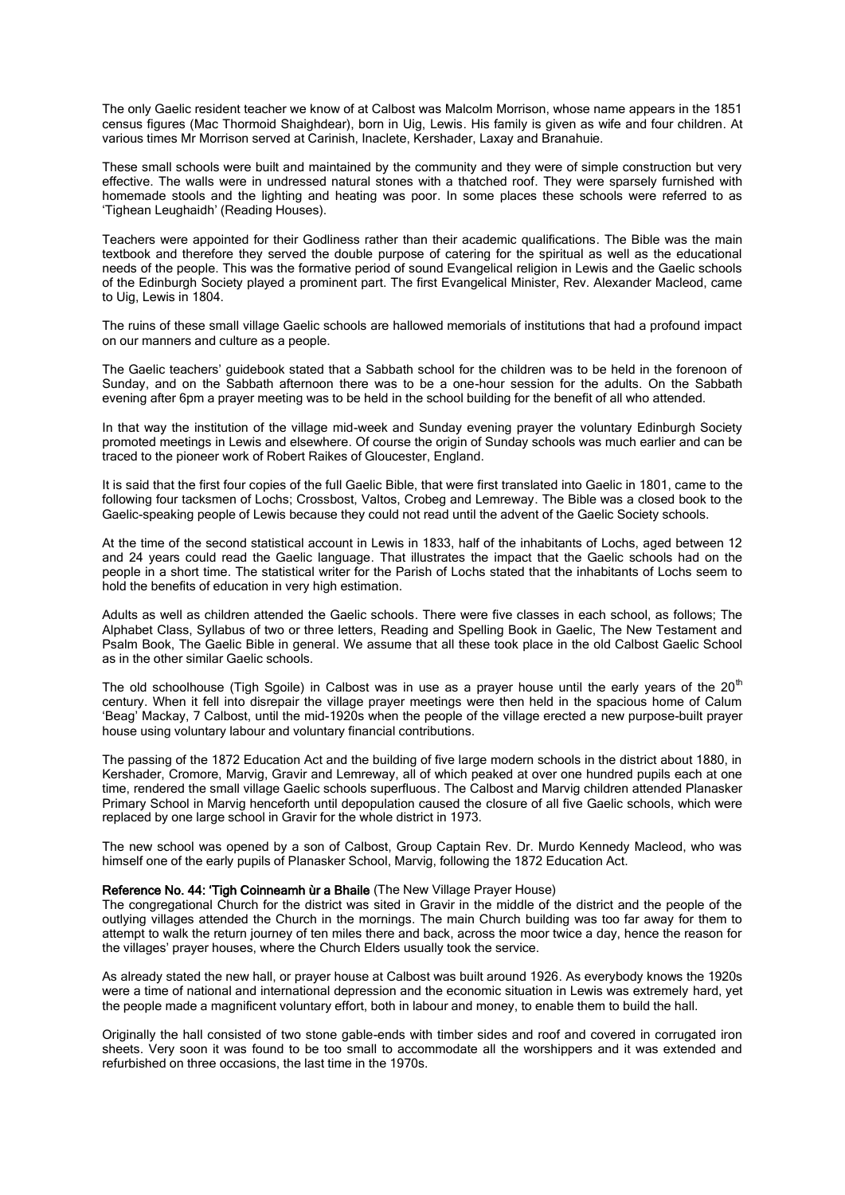The only Gaelic resident teacher we know of at Calbost was Malcolm Morrison, whose name appears in the 1851 census figures (Mac Thormoid Shaighdear), born in Uig, Lewis. His family is given as wife and four children. At various times Mr Morrison served at Carinish, Inaclete, Kershader, Laxay and Branahuie.

These small schools were built and maintained by the community and they were of simple construction but very effective. The walls were in undressed natural stones with a thatched roof. They were sparsely furnished with homemade stools and the lighting and heating was poor. In some places these schools were referred to as 'Tighean Leughaidh' (Reading Houses).

Teachers were appointed for their Godliness rather than their academic qualifications. The Bible was the main textbook and therefore they served the double purpose of catering for the spiritual as well as the educational needs of the people. This was the formative period of sound Evangelical religion in Lewis and the Gaelic schools of the Edinburgh Society played a prominent part. The first Evangelical Minister, Rev. Alexander Macleod, came to Uig, Lewis in 1804.

The ruins of these small village Gaelic schools are hallowed memorials of institutions that had a profound impact on our manners and culture as a people.

The Gaelic teachers' guidebook stated that a Sabbath school for the children was to be held in the forenoon of Sunday, and on the Sabbath afternoon there was to be a one-hour session for the adults. On the Sabbath evening after 6pm a prayer meeting was to be held in the school building for the benefit of all who attended.

In that way the institution of the village mid-week and Sunday evening prayer the voluntary Edinburgh Society promoted meetings in Lewis and elsewhere. Of course the origin of Sunday schools was much earlier and can be traced to the pioneer work of Robert Raikes of Gloucester, England.

It is said that the first four copies of the full Gaelic Bible, that were first translated into Gaelic in 1801, came to the following four tacksmen of Lochs; Crossbost, Valtos, Crobeg and Lemreway. The Bible was a closed book to the Gaelic-speaking people of Lewis because they could not read until the advent of the Gaelic Society schools.

At the time of the second statistical account in Lewis in 1833, half of the inhabitants of Lochs, aged between 12 and 24 years could read the Gaelic language. That illustrates the impact that the Gaelic schools had on the people in a short time. The statistical writer for the Parish of Lochs stated that the inhabitants of Lochs seem to hold the benefits of education in very high estimation.

Adults as well as children attended the Gaelic schools. There were five classes in each school, as follows; The Alphabet Class, Syllabus of two or three letters, Reading and Spelling Book in Gaelic, The New Testament and Psalm Book, The Gaelic Bible in general. We assume that all these took place in the old Calbost Gaelic School as in the other similar Gaelic schools.

The old schoolhouse (Tigh Sgoile) in Calbost was in use as a prayer house until the early years of the 20th century. When it fell into disrepair the village prayer meetings were then held in the spacious home of Calum 'Beag' Mackay, 7 Calbost, until the mid-1920s when the people of the village erected a new purpose-built prayer house using voluntary labour and voluntary financial contributions.

The passing of the 1872 Education Act and the building of five large modern schools in the district about 1880, in Kershader, Cromore, Marvig, Gravir and Lemreway, all of which peaked at over one hundred pupils each at one time, rendered the small village Gaelic schools superfluous. The Calbost and Marvig children attended Planasker Primary School in Marvig henceforth until depopulation caused the closure of all five Gaelic schools, which were replaced by one large school in Gravir for the whole district in 1973.

The new school was opened by a son of Calbost, Group Captain Rev. Dr. Murdo Kennedy Macleod, who was himself one of the early pupils of Planasker School, Marvig, following the 1872 Education Act.

**Reference No. 44: 'Tigh Coinneamh ùr a Bhaile** (The New Village Prayer House)
The congregational Church for the district was sited in Gravir in the middle of the district and the people of the outlying villages attended the Church in the mornings. The main Church building was too far away for them to attempt to walk the return journey of ten miles there and back, across the moor twice a day, hence the reason for the villages' prayer houses, where the Church Elders usually took the service.

As already stated the new hall, or prayer house at Calbost was built around 1926. As everybody knows the 1920s were a time of national and international depression and the economic situation in Lewis was extremely hard, yet the people made a magnificent voluntary effort, both in labour and money, to enable them to build the hall.

Originally the hall consisted of two stone gable-ends with timber sides and roof and covered in corrugated iron sheets. Very soon it was found to be too small to accommodate all the worshippers and it was extended and refurbished on three occasions, the last time in the 1970s.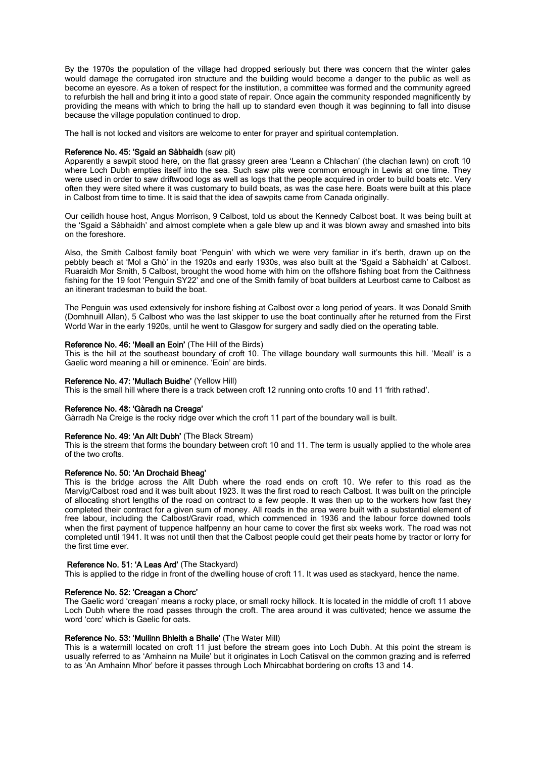By the 1970s the population of the village had dropped seriously but there was concern that the winter gales would damage the corrugated iron structure and the building would become a danger to the public as well as become an eyesore. As a token of respect for the institution, a committee was formed and the community agreed to refurbish the hall and bring it into a good state of repair. Once again the community responded magnificently by providing the means with which to bring the hall up to standard even though it was beginning to fall into disuse because the village population continued to drop.

The hall is not locked and visitors are welcome to enter for prayer and spiritual contemplation.

**Reference No. 45: 'Sgaid an Sàbhaidh'** (saw pit)
Apparently a sawpit stood here, on the flat grassy green area 'Leann a Chlachan' (the clachan lawn) on croft 10 where Loch Dubh empties itself into the sea. Such saw pits were common enough in Lewis at one time. They were used in order to saw driftwood logs as well as logs that the people acquired in order to build boats etc. Very often they were sited where it was customary to build boats, as was the case here. Boats were built at this place in Calbost from time to time. It is said that the idea of sawpits came from Canada originally.

Our ceilidh house host, Angus Morrison, 9 Calbost, told us about the Kennedy Calbost boat. It was being built at the 'Sgaid a Sàbhaidh' and almost complete when a gale blew up and it was blown away and smashed into bits on the foreshore.

Also, the Smith Calbost family boat 'Penguin' with which we were very familiar in it's berth, drawn up on the pebbly beach at 'Mol a Ghò' in the 1920s and early 1930s, was also built at the 'Sgaid a Sàbhaidh' at Calbost. Ruaraidh Mor Smith, 5 Calbost, brought the wood home with him on the offshore fishing boat from the Caithness fishing for the 19 foot 'Penguin SY22' and one of the Smith family of boat builders at Leurbost came to Calbost as an itinerant tradesman to build the boat.

The Penguin was used extensively for inshore fishing at Calbost over a long period of years. It was Donald Smith (Domhnuill Allan), 5 Calbost who was the last skipper to use the boat continually after he returned from the First World War in the early 1920s, until he went to Glasgow for surgery and sadly died on the operating table.

**Reference No. 46: 'Meall an Eoin'** (The Hill of the Birds)
This is the hill at the southeast boundary of croft 10. The village boundary wall surmounts this hill. 'Meall' is a Gaelic word meaning a hill or eminence. 'Eoin' are birds.

**Reference No. 47: 'Mullach Buidhe'** (Yellow Hill)
This is the small hill where there is a track between croft 12 running onto crofts 10 and 11 'frith rathad'.

**Reference No. 48: 'Gàradh na Creaga'**
Gàrradh Na Creige is the rocky ridge over which the croft 11 part of the boundary wall is built.

**Reference No. 49: 'An Allt Dubh'** (The Black Stream)
This is the stream that forms the boundary between croft 10 and 11. The term is usually applied to the whole area of the two crofts.

**Reference No. 50: 'An Drochaid Bheag'**
This is the bridge across the Allt Dubh where the road ends on croft 10. We refer to this road as the Marvig/Calbost road and it was built about 1923. It was the first road to reach Calbost. It was built on the principle of allocating short lengths of the road on contract to a few people. It was then up to the workers how fast they completed their contract for a given sum of money. All roads in the area were built with a substantial element of free labour, including the Calbost/Gravir road, which commenced in 1936 and the labour force downed tools when the first payment of tuppence halfpenny an hour came to cover the first six weeks work. The road was not completed until 1941. It was not until then that the Calbost people could get their peats home by tractor or lorry for the first time ever.

**Reference No. 51: 'A Leas Ard'** (The Stackyard)
This is applied to the ridge in front of the dwelling house of croft 11. It was used as stackyard, hence the name.

**Reference No. 52: 'Creagan a Chorc'**
The Gaelic word 'creagan' means a rocky place, or small rocky hillock. It is located in the middle of croft 11 above Loch Dubh where the road passes through the croft. The area around it was cultivated; hence we assume the word 'corc' which is Gaelic for oats.

**Reference No. 53: 'Muilinn Bhleith a Bhaile'** (The Water Mill)
This is a watermill located on croft 11 just before the stream goes into Loch Dubh. At this point the stream is usually referred to as 'Amhainn na Muile' but it originates in Loch Catisval on the common grazing and is referred to as 'An Amhainn Mhor' before it passes through Loch Mhircabhat bordering on crofts 13 and 14.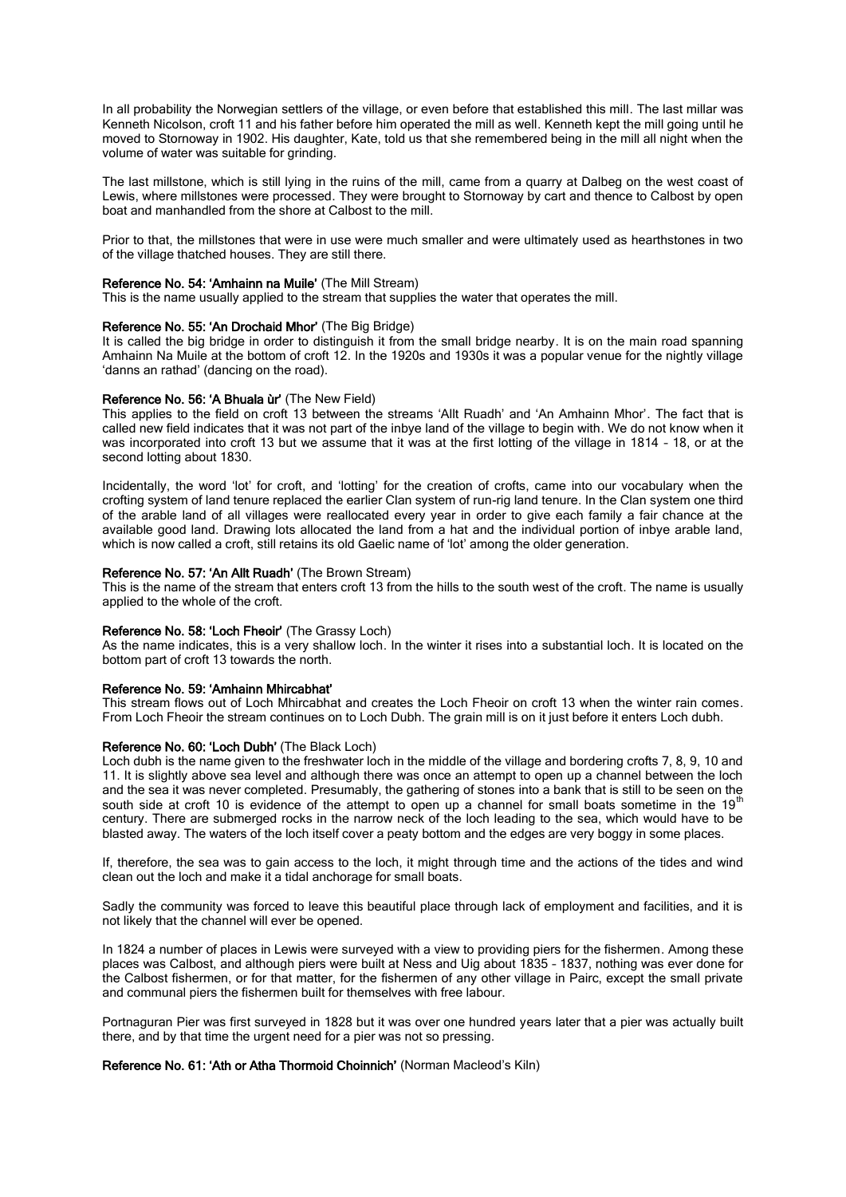In all probability the Norwegian settlers of the village, or even before that established this mill. The last millar was Kenneth Nicolson, croft 11 and his father before him operated the mill as well. Kenneth kept the mill going until he moved to Stornoway in 1902. His daughter, Kate, told us that she remembered being in the mill all night when the volume of water was suitable for grinding.

The last millstone, which is still lying in the ruins of the mill, came from a quarry at Dalbeg on the west coast of Lewis, where millstones were processed. They were brought to Stornoway by cart and thence to Calbost by open boat and manhandled from the shore at Calbost to the mill.

Prior to that, the millstones that were in use were much smaller and were ultimately used as hearthstones in two of the village thatched houses. They are still there.

**Reference No. 54: 'Amhainn na Muile'** (The Mill Stream)
This is the name usually applied to the stream that supplies the water that operates the mill.

**Reference No. 55: 'An Drochaid Mhor'** (The Big Bridge)
It is called the big bridge in order to distinguish it from the small bridge nearby. It is on the main road spanning Amhainn Na Muile at the bottom of croft 12. In the 1920s and 1930s it was a popular venue for the nightly village 'danns an rathad' (dancing on the road).

**Reference No. 56: 'A Bhuala ùr'** (The New Field)
This applies to the field on croft 13 between the streams 'Allt Ruadh' and 'An Amhainn Mhor'. The fact that is called new field indicates that it was not part of the inbye land of the village to begin with. We do not know when it was incorporated into croft 13 but we assume that it was at the first lotting of the village in 1814 – 18, or at the second lotting about 1830.

Incidentally, the word 'lot' for croft, and 'lotting' for the creation of crofts, came into our vocabulary when the crofting system of land tenure replaced the earlier Clan system of run-rig land tenure. In the Clan system one third of the arable land of all villages were reallocated every year in order to give each family a fair chance at the available good land. Drawing lots allocated the land from a hat and the individual portion of inbye arable land, which is now called a croft, still retains its old Gaelic name of 'lot' among the older generation.

**Reference No. 57: 'An Allt Ruadh'** (The Brown Stream)
This is the name of the stream that enters croft 13 from the hills to the south west of the croft. The name is usually applied to the whole of the croft.

**Reference No. 58: 'Loch Fheoir'** (The Grassy Loch)
As the name indicates, this is a very shallow loch. In the winter it rises into a substantial loch. It is located on the bottom part of croft 13 towards the north.

**Reference No. 59: 'Amhainn Mhircabhat'**
This stream flows out of Loch Mhircabhat and creates the Loch Fheoir on croft 13 when the winter rain comes. From Loch Fheoir the stream continues on to Loch Dubh. The grain mill is on it just before it enters Loch dubh.

**Reference No. 60: 'Loch Dubh'** (The Black Loch)
Loch dubh is the name given to the freshwater loch in the middle of the village and bordering crofts 7, 8, 9, 10 and 11. It is slightly above sea level and although there was once an attempt to open up a channel between the loch and the sea it was never completed. Presumably, the gathering of stones into a bank that is still to be seen on the south side at croft 10 is evidence of the attempt to open up a channel for small boats sometime in the 19th century. There are submerged rocks in the narrow neck of the loch leading to the sea, which would have to be blasted away. The waters of the loch itself cover a peaty bottom and the edges are very boggy in some places.

If, therefore, the sea was to gain access to the loch, it might through time and the actions of the tides and wind clean out the loch and make it a tidal anchorage for small boats.

Sadly the community was forced to leave this beautiful place through lack of employment and facilities, and it is not likely that the channel will ever be opened.

In 1824 a number of places in Lewis were surveyed with a view to providing piers for the fishermen. Among these places was Calbost, and although piers were built at Ness and Uig about 1835 – 1837, nothing was ever done for the Calbost fishermen, or for that matter, for the fishermen of any other village in Pairc, except the small private and communal piers the fishermen built for themselves with free labour.

Portnaguran Pier was first surveyed in 1828 but it was over one hundred years later that a pier was actually built there, and by that time the urgent need for a pier was not so pressing.

**Reference No. 61: 'Ath or Atha Thormoid Choinnich'** (Norman Macleod's Kiln)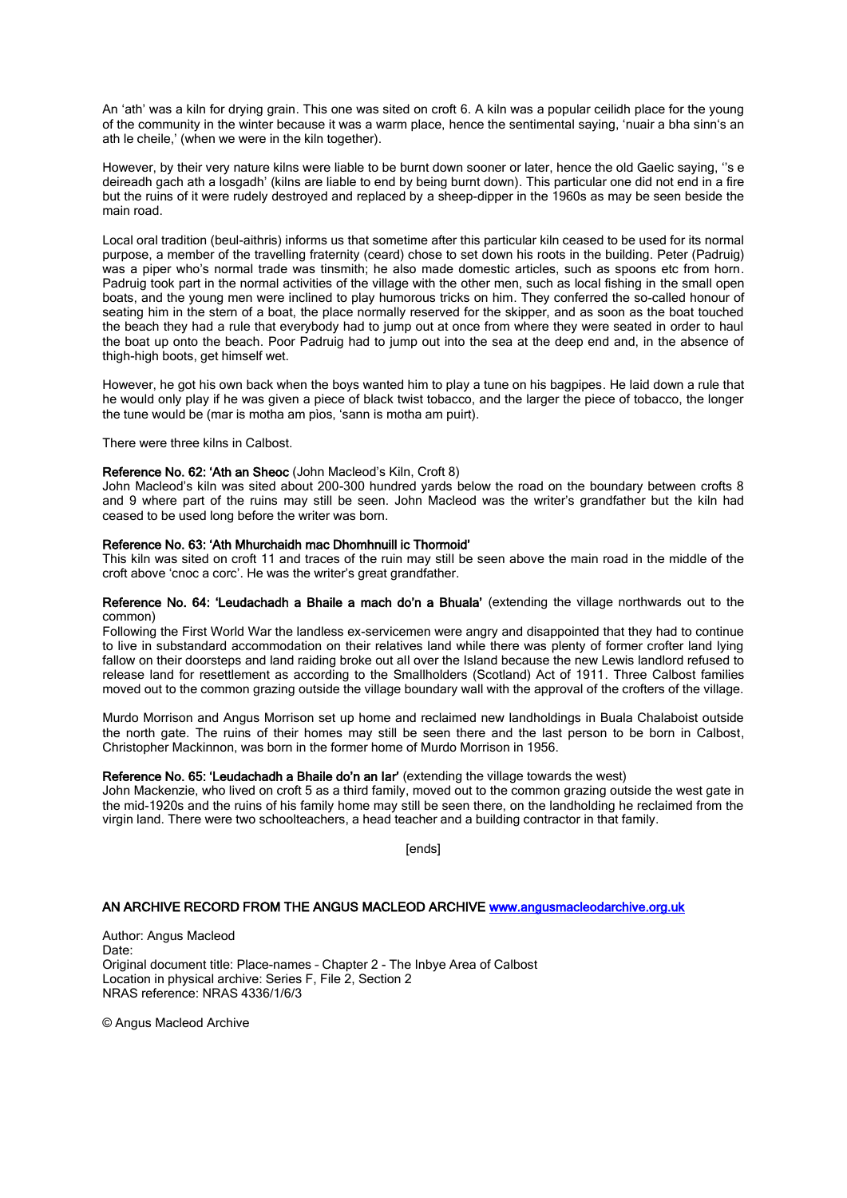An 'ath' was a kiln for drying grain. This one was sited on croft 6. A kiln was a popular ceilidh place for the young of the community in the winter because it was a warm place, hence the sentimental saying, 'nuair a bha sinn's an ath le cheile,' (when we were in the kiln together).

However, by their very nature kilns were liable to be burnt down sooner or later, hence the old Gaelic saying, ''s e deireadh gach ath a losgadh' (kilns are liable to end by being burnt down). This particular one did not end in a fire but the ruins of it were rudely destroyed and replaced by a sheep-dipper in the 1960s as may be seen beside the main road.

Local oral tradition (beul-aithris) informs us that sometime after this particular kiln ceased to be used for its normal purpose, a member of the travelling fraternity (ceard) chose to set down his roots in the building. Peter (Padruig) was a piper who's normal trade was tinsmith; he also made domestic articles, such as spoons etc from horn. Padruig took part in the normal activities of the village with the other men, such as local fishing in the small open boats, and the young men were inclined to play humorous tricks on him. They conferred the so-called honour of seating him in the stern of a boat, the place normally reserved for the skipper, and as soon as the boat touched the beach they had a rule that everybody had to jump out at once from where they were seated in order to haul the boat up onto the beach. Poor Padruig had to jump out into the sea at the deep end and, in the absence of thigh-high boots, get himself wet.

However, he got his own back when the boys wanted him to play a tune on his bagpipes. He laid down a rule that he would only play if he was given a piece of black twist tobacco, and the larger the piece of tobacco, the longer the tune would be (mar is motha am pìos, 'sann is motha am puirt).

There were three kilns in Calbost.

**Reference No. 62: 'Ath an Sheoc** (John Macleod's Kiln, Croft 8)
John Macleod's kiln was sited about 200-300 hundred yards below the road on the boundary between crofts 8 and 9 where part of the ruins may still be seen. John Macleod was the writer's grandfather but the kiln had ceased to be used long before the writer was born.

**Reference No. 63: 'Ath Mhurchaidh mac Dhomhnuill ic Thormoid'**
This kiln was sited on croft 11 and traces of the ruin may still be seen above the main road in the middle of the croft above 'cnoc a corc'. He was the writer's great grandfather.

**Reference No. 64: 'Leudachadh a Bhaile a mach do'n a Bhuala'** (extending the village northwards out to the common)
Following the First World War the landless ex-servicemen were angry and disappointed that they had to continue to live in substandard accommodation on their relatives land while there was plenty of former crofter land lying fallow on their doorsteps and land raiding broke out all over the Island because the new Lewis landlord refused to release land for resettlement as according to the Smallholders (Scotland) Act of 1911. Three Calbost families moved out to the common grazing outside the village boundary wall with the approval of the crofters of the village.

Murdo Morrison and Angus Morrison set up home and reclaimed new landholdings in Buala Chalaboist outside the north gate. The ruins of their homes may still be seen there and the last person to be born in Calbost, Christopher Mackinnon, was born in the former home of Murdo Morrison in 1956.

**Reference No. 65: 'Leudachadh a Bhaile do'n an Iar'** (extending the village towards the west)
John Mackenzie, who lived on croft 5 as a third family, moved out to the common grazing outside the west gate in the mid-1920s and the ruins of his family home may still be seen there, on the landholding he reclaimed from the virgin land. There were two schoolteachers, a head teacher and a building contractor in that family.

[ends]

**AN ARCHIVE RECORD FROM THE ANGUS MACLEOD ARCHIVE [www.angusmacleodarchive.org.uk](http://www.angusmacleodarchive.org.uk)**

Author: Angus Macleod
Date:
Original document title: Place-names – Chapter 2 - The Inbye Area of Calbost
Location in physical archive: Series F, File 2, Section 2
NRAS reference: NRAS 4336/1/6/3

© Angus Macleod Archive